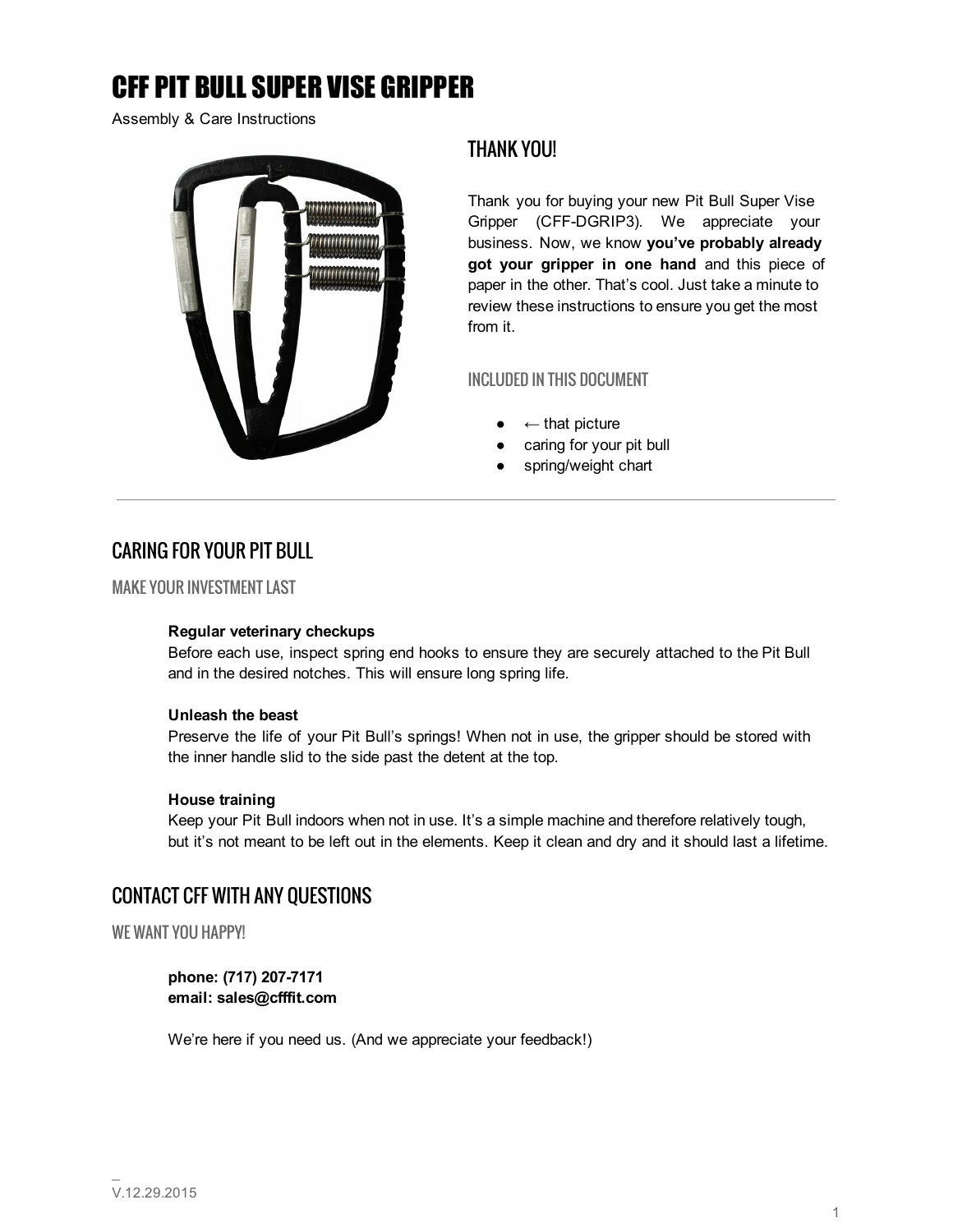# CFF PIT BULL SUPER VISE GRIPPER

Assembly & Care Instructions

## THANK YOU!

Thank you for buying your new Pit Bull Super Vise Gripper (CFF-DGRIP3). We appreciate your business. Now, we know **you've probably already got your gripper in one hand** and this piece of paper in the other. That's cool. Just take a minute to review these instructions to ensure you get the most from it.

### INCLUDED IN THIS DOCUMENT

- ← that picture
- caring for your pit bull
- spring/weight chart

---

## CARING FOR YOUR PIT BULL

### MAKE YOUR INVESTMENT LAST

**Regular veterinary checkups**
Before each use, inspect spring end hooks to ensure they are securely attached to the Pit Bull and in the desired notches. This will ensure long spring life.

**Unleash the beast**
Preserve the life of your Pit Bull's springs! When not in use, the gripper should be stored with the inner handle slid to the side past the detent at the top.

**House training**
Keep your Pit Bull indoors when not in use. It's a simple machine and therefore relatively tough, but it's not meant to be left out in the elements. Keep it clean and dry and it should last a lifetime.

## CONTACT CFF WITH ANY QUESTIONS

### WE WANT YOU HAPPY!

**phone: (717) 207-7171**
**email: sales@cfffit.com**

We're here if you need us. (And we appreciate your feedback!)

V.12.29.2015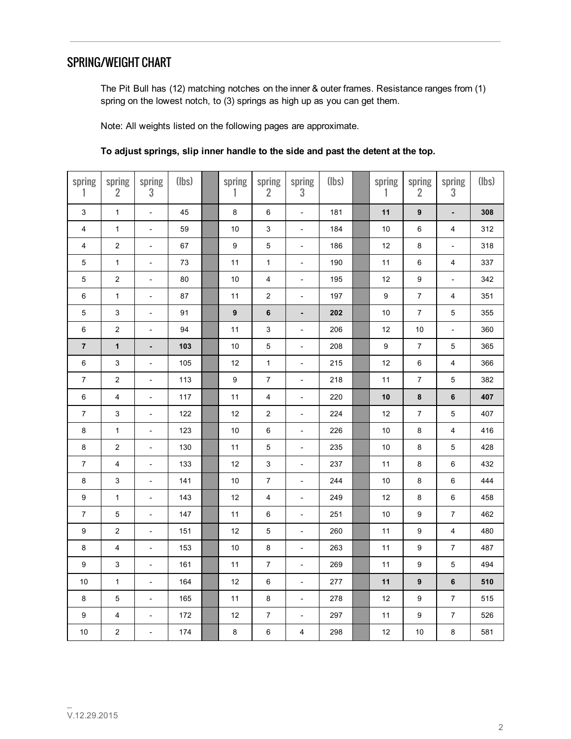## SPRING/WEIGHT CHART

The Pit Bull has (12) matching notches on the inner & outer frames. Resistance ranges from (1) spring on the lowest notch, to (3) springs as high up as you can get them.

Note: All weights listed on the following pages are approximate.

**To adjust springs, slip inner handle to the side and past the detent at the top.**

| spring 1 | spring 2 | spring 3 | (lbs) | | spring 1 | spring 2 | spring 3 | (lbs) | | spring 1 | spring 2 | spring 3 | (lbs) |
|---|---|---|---|---|---|---|---|---|---|---|---|---|---|
| 3 | 1 | - | 45 | | 8 | 6 | - | 181 | | **11** | **9** | **-** | **308** |
| 4 | 1 | - | 59 | | 10 | 3 | - | 184 | | 10 | 6 | 4 | 312 |
| 4 | 2 | - | 67 | | 9 | 5 | - | 186 | | 12 | 8 | - | 318 |
| 5 | 1 | - | 73 | | 11 | 1 | - | 190 | | 11 | 6 | 4 | 337 |
| 5 | 2 | - | 80 | | 10 | 4 | - | 195 | | 12 | 9 | - | 342 |
| 6 | 1 | - | 87 | | 11 | 2 | - | 197 | | 9 | 7 | 4 | 351 |
| 5 | 3 | - | 91 | | **9** | **6** | **-** | **202** | | 10 | 7 | 5 | 355 |
| 6 | 2 | - | 94 | | 11 | 3 | - | 206 | | 12 | 10 | - | 360 |
| **7** | **1** | **-** | **103** | | 10 | 5 | - | 208 | | 9 | 7 | 5 | 365 |
| 6 | 3 | - | 105 | | 12 | 1 | - | 215 | | 12 | 6 | 4 | 366 |
| 7 | 2 | - | 113 | | 9 | 7 | - | 218 | | 11 | 7 | 5 | 382 |
| 6 | 4 | - | 117 | | 11 | 4 | - | 220 | | **10** | **8** | **6** | **407** |
| 7 | 3 | - | 122 | | 12 | 2 | - | 224 | | 12 | 7 | 5 | 407 |
| 8 | 1 | - | 123 | | 10 | 6 | - | 226 | | 10 | 8 | 4 | 416 |
| 8 | 2 | - | 130 | | 11 | 5 | - | 235 | | 10 | 8 | 5 | 428 |
| 7 | 4 | - | 133 | | 12 | 3 | - | 237 | | 11 | 8 | 6 | 432 |
| 8 | 3 | - | 141 | | 10 | 7 | - | 244 | | 10 | 8 | 6 | 444 |
| 9 | 1 | - | 143 | | 12 | 4 | - | 249 | | 12 | 8 | 6 | 458 |
| 7 | 5 | - | 147 | | 11 | 6 | - | 251 | | 10 | 9 | 7 | 462 |
| 9 | 2 | - | 151 | | 12 | 5 | - | 260 | | 11 | 9 | 4 | 480 |
| 8 | 4 | - | 153 | | 10 | 8 | - | 263 | | 11 | 9 | 7 | 487 |
| 9 | 3 | - | 161 | | 11 | 7 | - | 269 | | 11 | 9 | 5 | 494 |
| 10 | 1 | - | 164 | | 12 | 6 | - | 277 | | **11** | **9** | **6** | **510** |
| 8 | 5 | - | 165 | | 11 | 8 | - | 278 | | 12 | 9 | 7 | 515 |
| 9 | 4 | - | 172 | | 12 | 7 | - | 297 | | 11 | 9 | 7 | 526 |
| 10 | 2 | - | 174 | | 8 | 6 | 4 | 298 | | 12 | 10 | 8 | 581 |

V.12.29.2015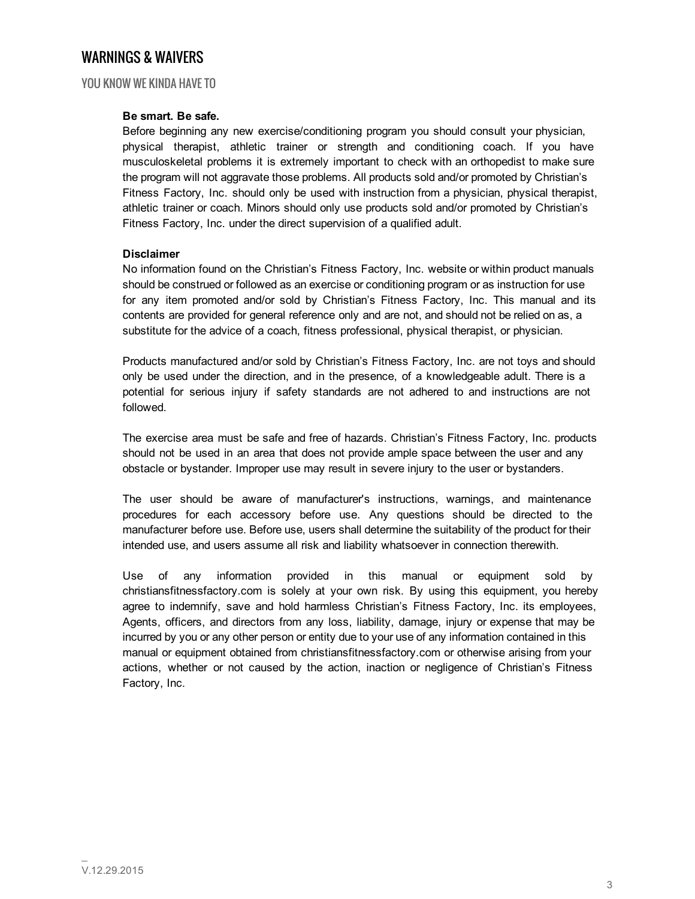## WARNINGS & WAIVERS

### YOU KNOW WE KINDA HAVE TO

**Be smart. Be safe.**
Before beginning any new exercise/conditioning program you should consult your physician, physical therapist, athletic trainer or strength and conditioning coach. If you have musculoskeletal problems it is extremely important to check with an orthopedist to make sure the program will not aggravate those problems. All products sold and/or promoted by Christian's Fitness Factory, Inc. should only be used with instruction from a physician, physical therapist, athletic trainer or coach. Minors should only use products sold and/or promoted by Christian's Fitness Factory, Inc. under the direct supervision of a qualified adult.

**Disclaimer**
No information found on the Christian's Fitness Factory, Inc. website or within product manuals should be construed or followed as an exercise or conditioning program or as instruction for use for any item promoted and/or sold by Christian's Fitness Factory, Inc. This manual and its contents are provided for general reference only and are not, and should not be relied on as, a substitute for the advice of a coach, fitness professional, physical therapist, or physician.

Products manufactured and/or sold by Christian's Fitness Factory, Inc. are not toys and should only be used under the direction, and in the presence, of a knowledgeable adult. There is a potential for serious injury if safety standards are not adhered to and instructions are not followed.

The exercise area must be safe and free of hazards. Christian's Fitness Factory, Inc. products should not be used in an area that does not provide ample space between the user and any obstacle or bystander. Improper use may result in severe injury to the user or bystanders.

The user should be aware of manufacturer's instructions, warnings, and maintenance procedures for each accessory before use. Any questions should be directed to the manufacturer before use. Before use, users shall determine the suitability of the product for their intended use, and users assume all risk and liability whatsoever in connection therewith.

Use of any information provided in this manual or equipment sold by christiansfitnessfactory.com is solely at your own risk. By using this equipment, you hereby agree to indemnify, save and hold harmless Christian's Fitness Factory, Inc. its employees, Agents, officers, and directors from any loss, liability, damage, injury or expense that may be incurred by you or any other person or entity due to your use of any information contained in this manual or equipment obtained from christiansfitnessfactory.com or otherwise arising from your actions, whether or not caused by the action, inaction or negligence of Christian's Fitness Factory, Inc.

V.12.29.2015